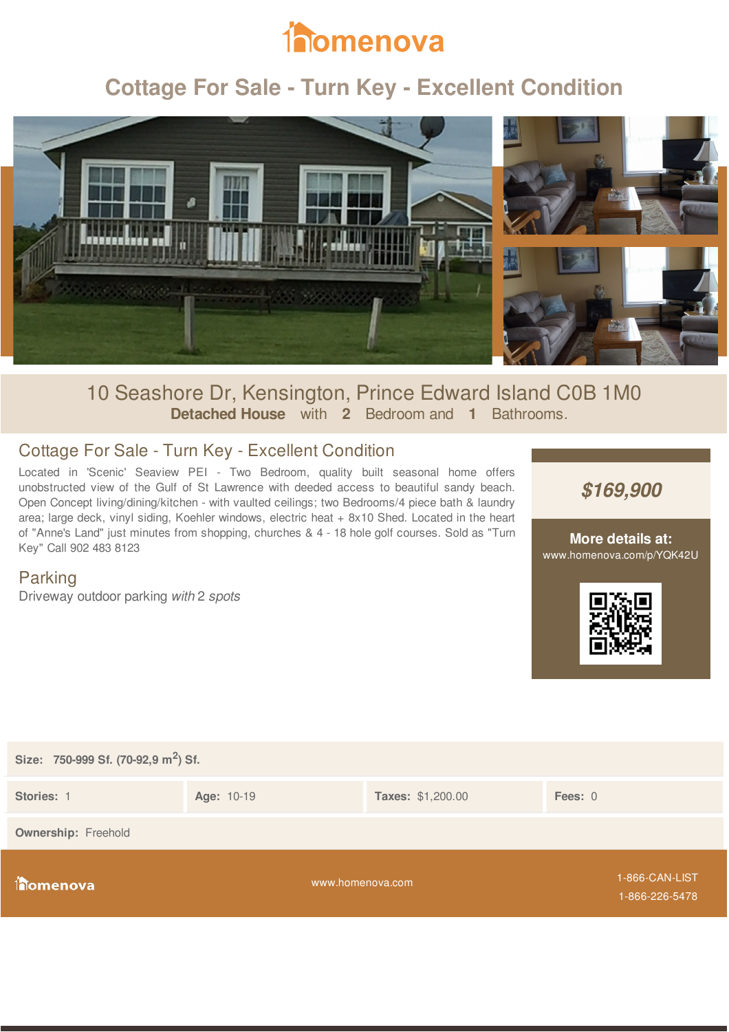# homenova

## Cottage For Sale - Turn Key - Excellent Condition

10 Seashore Dr, Kensington, Prince Edward Island C0B 1M0

**Detached House** with **2** Bedroom and **1** Bathrooms.

### Cottage For Sale - Turn Key - Excellent Condition

Located in 'Scenic' Seaview PEI - Two Bedroom, quality built seasonal home offers unobstructed view of the Gulf of St Lawrence with deeded access to beautiful sandy beach. Open Concept living/dining/kitchen - with vaulted ceilings; two Bedrooms/4 piece bath & laundry area; large deck, vinyl siding, Koehler windows, electric heat + 8x10 Shed. Located in the heart of "Anne's Land" just minutes from shopping, churches & 4 - 18 hole golf courses. Sold as "Turn Key" Call 902 483 8123

### Parking

Driveway outdoor parking *with* 2 *spots*

***$169,900***

**More details at:**
www.homenova.com/p/YQK42U

**Size:** 750-999 Sf. (70-92,9 m$^2$) Sf.

| **Stories:** 1 | **Age:** 10-19 | **Taxes:** $1,200.00 | **Fees:** 0 |
|---|---|---|---|

**Ownership:** Freehold

homenova — www.homenova.com — 1-866-CAN-LIST 1-866-226-5478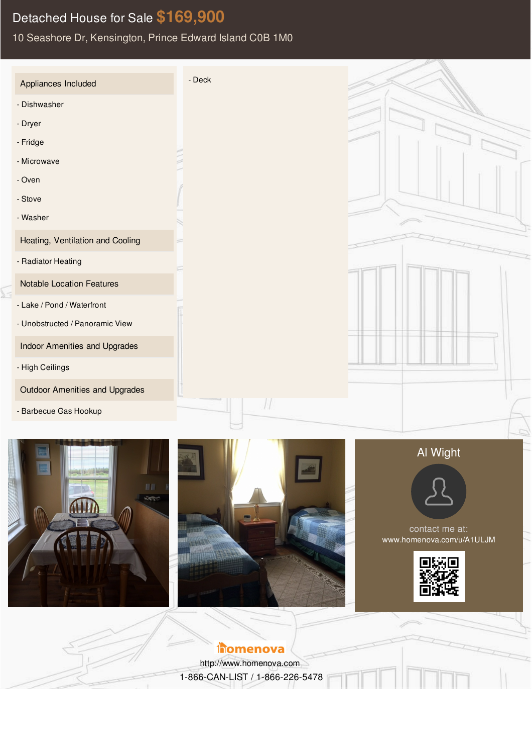# Detached House for Sale $169,900

10 Seashore Dr, Kensington, Prince Edward Island C0B 1M0

## Appliances Included

- Dishwasher
- Dryer
- Fridge
- Microwave
- Oven
- Stove
- Washer

## Heating, Ventilation and Cooling

- Radiator Heating

## Notable Location Features

- Lake / Pond / Waterfront
- Unobstructed / Panoramic View

## Indoor Amenities and Upgrades

- High Ceilings

## Outdoor Amenities and Upgrades

- Barbecue Gas Hookup
- Deck

Al Wight

contact me at:
www.homenova.com/u/A1ULJM

homenova

http://www.homenova.com

1-866-CAN-LIST / 1-866-226-5478